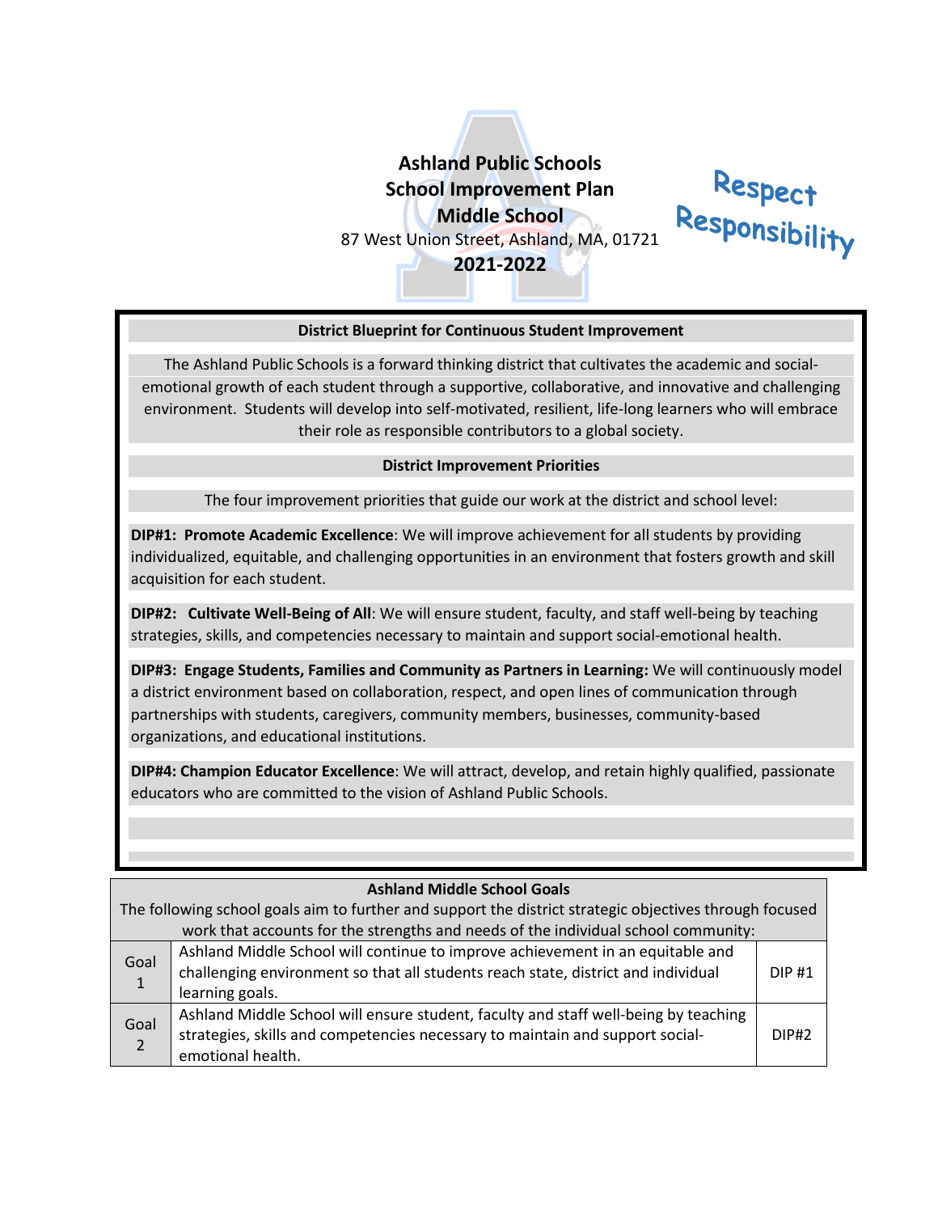# Ashland Public Schools
## School Improvement Plan
## Middle School

87 West Union Street, Ashland, MA, 01721

**2021-2022**

Respect
Responsibility

**District Blueprint for Continuous Student Improvement**

The Ashland Public Schools is a forward thinking district that cultivates the academic and social-emotional growth of each student through a supportive, collaborative, and innovative and challenging environment. Students will develop into self-motivated, resilient, life-long learners who will embrace their role as responsible contributors to a global society.

**District Improvement Priorities**

The four improvement priorities that guide our work at the district and school level:

**DIP#1: Promote Academic Excellence**: We will improve achievement for all students by providing individualized, equitable, and challenging opportunities in an environment that fosters growth and skill acquisition for each student.

**DIP#2: Cultivate Well-Being of All**: We will ensure student, faculty, and staff well-being by teaching strategies, skills, and competencies necessary to maintain and support social-emotional health.

**DIP#3: Engage Students, Families and Community as Partners in Learning:** We will continuously model a district environment based on collaboration, respect, and open lines of communication through partnerships with students, caregivers, community members, businesses, community-based organizations, and educational institutions.

**DIP#4: Champion Educator Excellence**: We will attract, develop, and retain highly qualified, passionate educators who are committed to the vision of Ashland Public Schools.

**Ashland Middle School Goals**

The following school goals aim to further and support the district strategic objectives through focused work that accounts for the strengths and needs of the individual school community:

| | | |
|---|---|---|
| Goal 1 | Ashland Middle School will continue to improve achievement in an equitable and challenging environment so that all students reach state, district and individual learning goals. | DIP #1 |
| Goal 2 | Ashland Middle School will ensure student, faculty and staff well-being by teaching strategies, skills and competencies necessary to maintain and support social-emotional health. | DIP#2 |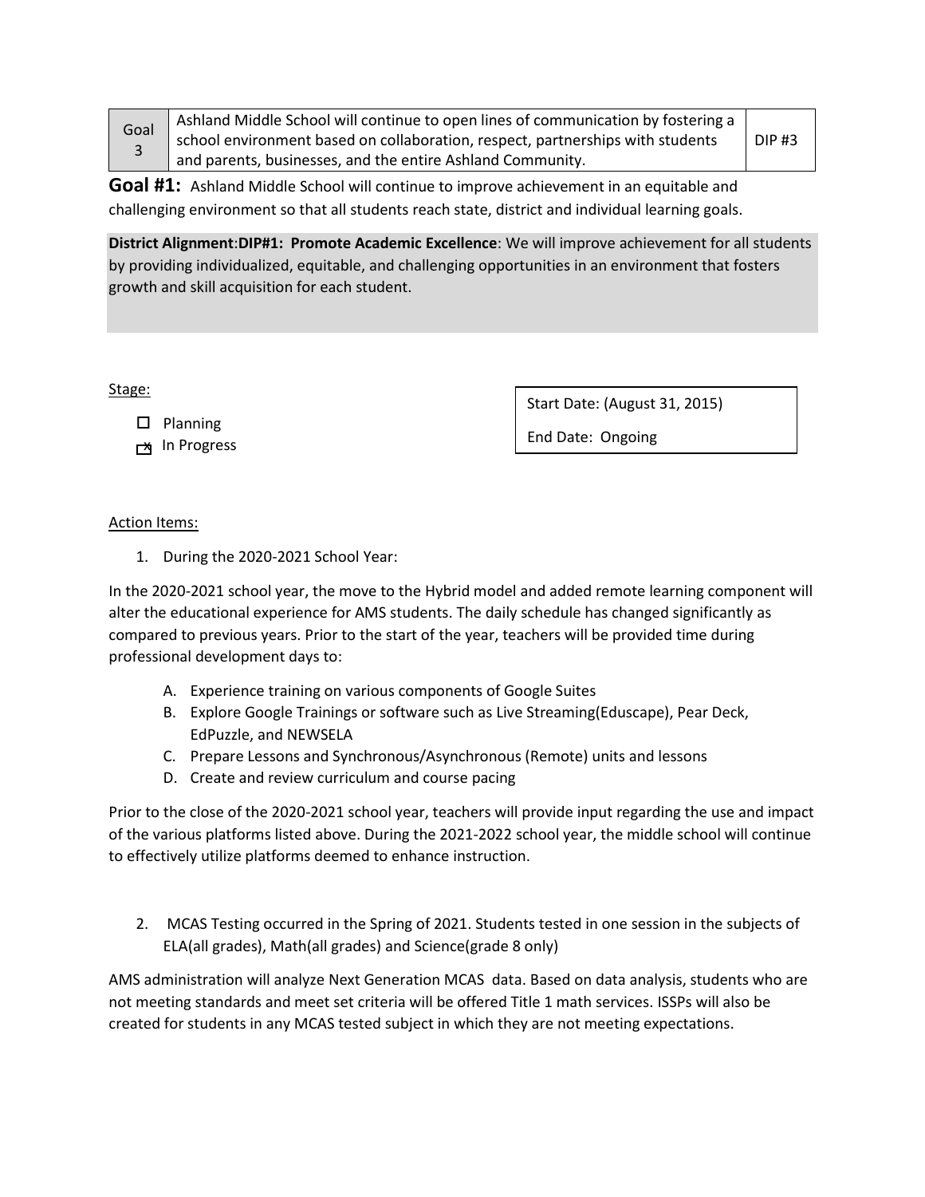| Goal 3 | Ashland Middle School will continue to open lines of communication by fostering a school environment based on collaboration, respect, partnerships with students and parents, businesses, and the entire Ashland Community. | DIP #3 |
|---|---|---|

**Goal #1:** Ashland Middle School will continue to improve achievement in an equitable and challenging environment so that all students reach state, district and individual learning goals.

**District Alignment**:**DIP#1: Promote Academic Excellence**: We will improve achievement for all students by providing individualized, equitable, and challenging opportunities in an environment that fosters growth and skill acquisition for each student.

Stage:

- ☐ Planning
- ☒ In Progress

| Start Date: (August 31, 2015) |
|---|
| End Date: Ongoing |

Action Items:

1. During the 2020-2021 School Year:

In the 2020-2021 school year, the move to the Hybrid model and added remote learning component will alter the educational experience for AMS students. The daily schedule has changed significantly as compared to previous years. Prior to the start of the year, teachers will be provided time during professional development days to:

A. Experience training on various components of Google Suites
B. Explore Google Trainings or software such as Live Streaming(Eduscape), Pear Deck, EdPuzzle, and NEWSELA
C. Prepare Lessons and Synchronous/Asynchronous (Remote) units and lessons
D. Create and review curriculum and course pacing

Prior to the close of the 2020-2021 school year, teachers will provide input regarding the use and impact of the various platforms listed above. During the 2021-2022 school year, the middle school will continue to effectively utilize platforms deemed to enhance instruction.

2. MCAS Testing occurred in the Spring of 2021. Students tested in one session in the subjects of ELA(all grades), Math(all grades) and Science(grade 8 only)

AMS administration will analyze Next Generation MCAS data. Based on data analysis, students who are not meeting standards and meet set criteria will be offered Title 1 math services. ISSPs will also be created for students in any MCAS tested subject in which they are not meeting expectations.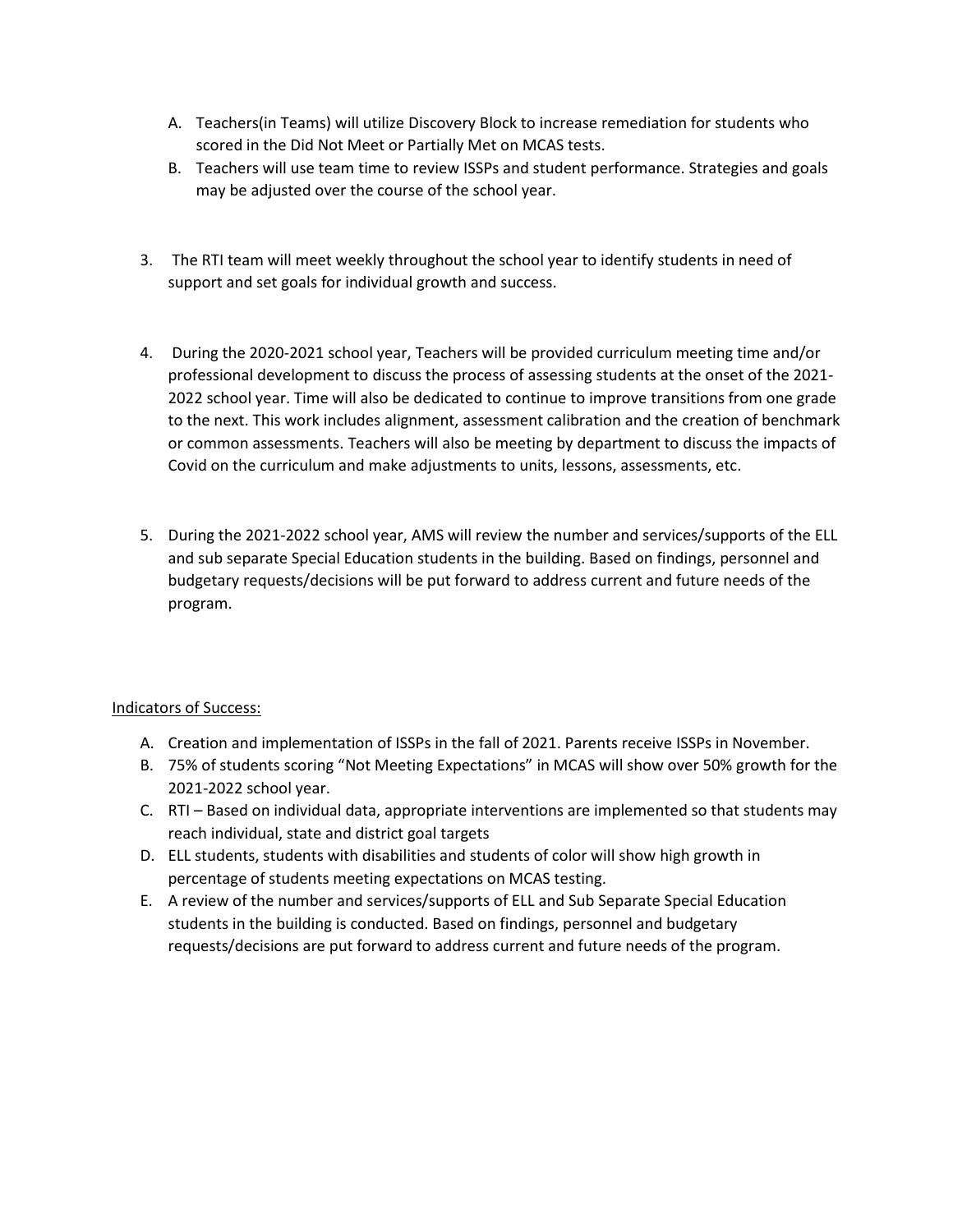A. Teachers(in Teams) will utilize Discovery Block to increase remediation for students who scored in the Did Not Meet or Partially Met on MCAS tests.
B. Teachers will use team time to review ISSPs and student performance. Strategies and goals may be adjusted over the course of the school year.

3. The RTI team will meet weekly throughout the school year to identify students in need of support and set goals for individual growth and success.

4. During the 2020-2021 school year, Teachers will be provided curriculum meeting time and/or professional development to discuss the process of assessing students at the onset of the 2021-2022 school year. Time will also be dedicated to continue to improve transitions from one grade to the next. This work includes alignment, assessment calibration and the creation of benchmark or common assessments. Teachers will also be meeting by department to discuss the impacts of Covid on the curriculum and make adjustments to units, lessons, assessments, etc.

5. During the 2021-2022 school year, AMS will review the number and services/supports of the ELL and sub separate Special Education students in the building. Based on findings, personnel and budgetary requests/decisions will be put forward to address current and future needs of the program.

Indicators of Success:

A. Creation and implementation of ISSPs in the fall of 2021. Parents receive ISSPs in November.
B. 75% of students scoring "Not Meeting Expectations" in MCAS will show over 50% growth for the 2021-2022 school year.
C. RTI – Based on individual data, appropriate interventions are implemented so that students may reach individual, state and district goal targets
D. ELL students, students with disabilities and students of color will show high growth in percentage of students meeting expectations on MCAS testing.
E. A review of the number and services/supports of ELL and Sub Separate Special Education students in the building is conducted. Based on findings, personnel and budgetary requests/decisions are put forward to address current and future needs of the program.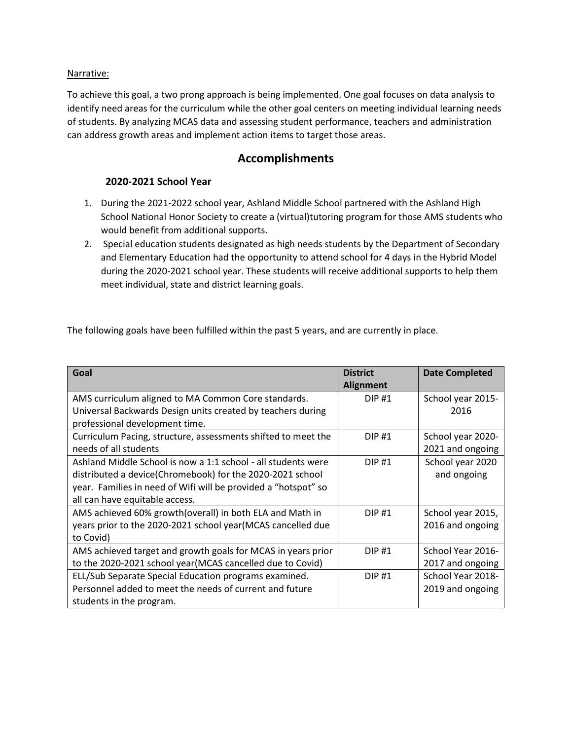Narrative:

To achieve this goal, a two prong approach is being implemented. One goal focuses on data analysis to identify need areas for the curriculum while the other goal centers on meeting individual learning needs of students. By analyzing MCAS data and assessing student performance, teachers and administration can address growth areas and implement action items to target those areas.

## Accomplishments

### 2020-2021 School Year

1. During the 2021-2022 school year, Ashland Middle School partnered with the Ashland High School National Honor Society to create a (virtual)tutoring program for those AMS students who would benefit from additional supports.
2. Special education students designated as high needs students by the Department of Secondary and Elementary Education had the opportunity to attend school for 4 days in the Hybrid Model during the 2020-2021 school year. These students will receive additional supports to help them meet individual, state and district learning goals.

The following goals have been fulfilled within the past 5 years, and are currently in place.

| Goal | District Alignment | Date Completed |
|---|---|---|
| AMS curriculum aligned to MA Common Core standards. Universal Backwards Design units created by teachers during professional development time. | DIP #1 | School year 2015-2016 |
| Curriculum Pacing, structure, assessments shifted to meet the needs of all students | DIP #1 | School year 2020-2021 and ongoing |
| Ashland Middle School is now a 1:1 school - all students were distributed a device(Chromebook) for the 2020-2021 school year. Families in need of Wifi will be provided a "hotspot" so all can have equitable access. | DIP #1 | School year 2020 and ongoing |
| AMS achieved 60% growth(overall) in both ELA and Math in years prior to the 2020-2021 school year(MCAS cancelled due to Covid) | DIP #1 | School year 2015, 2016 and ongoing |
| AMS achieved target and growth goals for MCAS in years prior to the 2020-2021 school year(MCAS cancelled due to Covid) | DIP #1 | School Year 2016-2017 and ongoing |
| ELL/Sub Separate Special Education programs examined. Personnel added to meet the needs of current and future students in the program. | DIP #1 | School Year 2018-2019 and ongoing |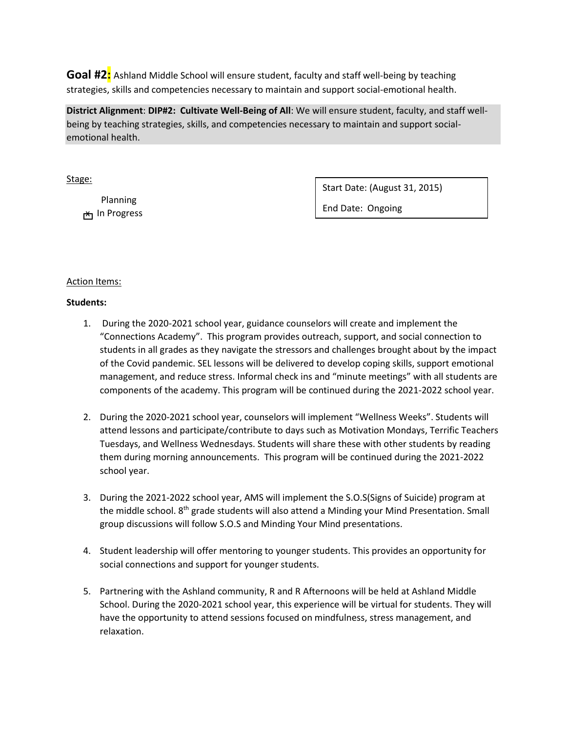**Goal #2:** Ashland Middle School will ensure student, faculty and staff well-being by teaching strategies, skills and competencies necessary to maintain and support social-emotional health.

**District Alignment**: **DIP#2: Cultivate Well-Being of All**: We will ensure student, faculty, and staff well-being by teaching strategies, skills, and competencies necessary to maintain and support social-emotional health.

Stage:

- [ ] Planning
- [x] In Progress

| Start Date: (August 31, 2015) |
|---|
| End Date: Ongoing |

Action Items:

**Students:**

1. During the 2020-2021 school year, guidance counselors will create and implement the "Connections Academy". This program provides outreach, support, and social connection to students in all grades as they navigate the stressors and challenges brought about by the impact of the Covid pandemic. SEL lessons will be delivered to develop coping skills, support emotional management, and reduce stress. Informal check ins and "minute meetings" with all students are components of the academy. This program will be continued during the 2021-2022 school year.

2. During the 2020-2021 school year, counselors will implement "Wellness Weeks". Students will attend lessons and participate/contribute to days such as Motivation Mondays, Terrific Teachers Tuesdays, and Wellness Wednesdays. Students will share these with other students by reading them during morning announcements. This program will be continued during the 2021-2022 school year.

3. During the 2021-2022 school year, AMS will implement the S.O.S(Signs of Suicide) program at the middle school. 8th grade students will also attend a Minding your Mind Presentation. Small group discussions will follow S.O.S and Minding Your Mind presentations.

4. Student leadership will offer mentoring to younger students. This provides an opportunity for social connections and support for younger students.

5. Partnering with the Ashland community, R and R Afternoons will be held at Ashland Middle School. During the 2020-2021 school year, this experience will be virtual for students. They will have the opportunity to attend sessions focused on mindfulness, stress management, and relaxation.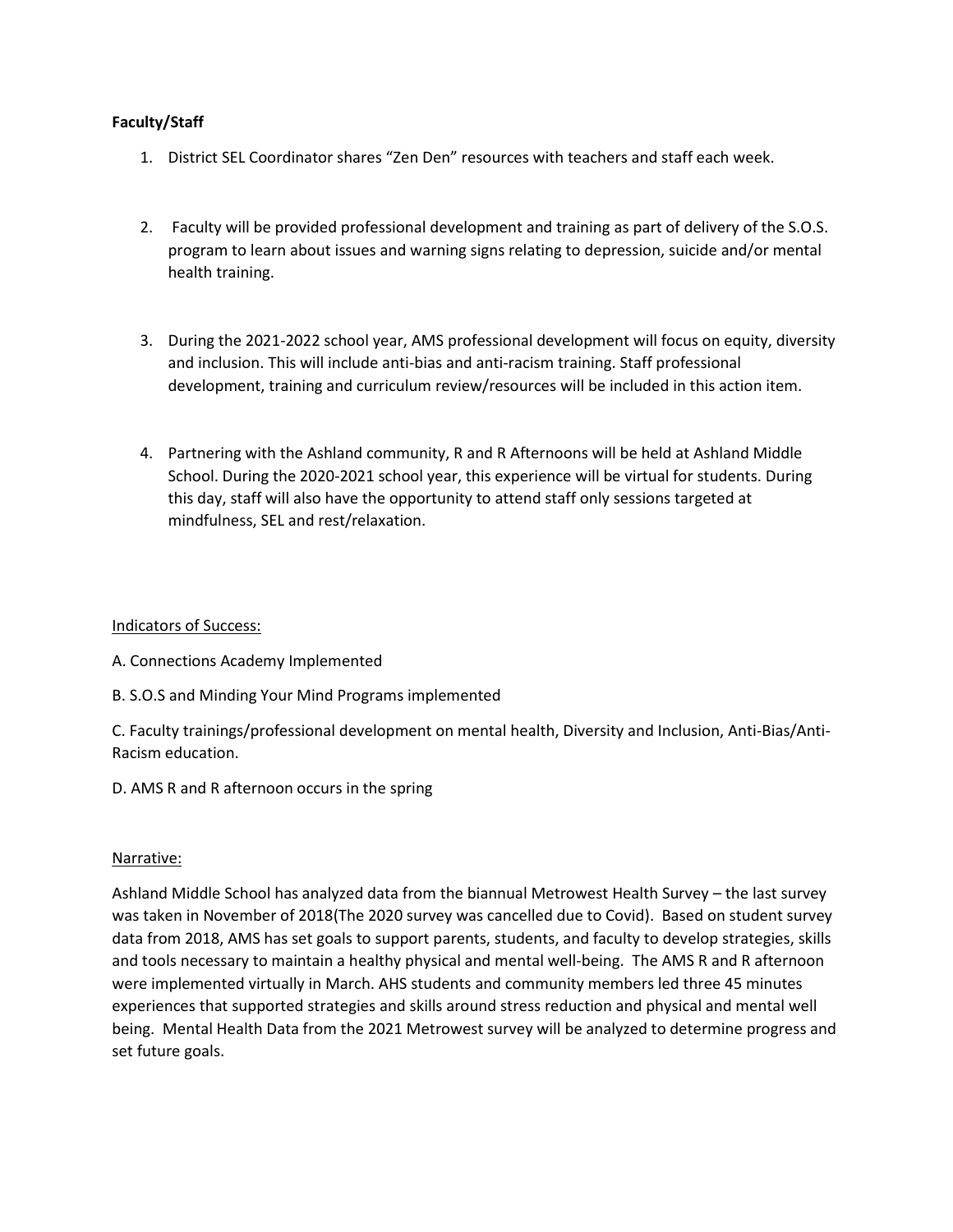**Faculty/Staff**

1. District SEL Coordinator shares "Zen Den" resources with teachers and staff each week.

2. Faculty will be provided professional development and training as part of delivery of the S.O.S. program to learn about issues and warning signs relating to depression, suicide and/or mental health training.

3. During the 2021-2022 school year, AMS professional development will focus on equity, diversity and inclusion. This will include anti-bias and anti-racism training. Staff professional development, training and curriculum review/resources will be included in this action item.

4. Partnering with the Ashland community, R and R Afternoons will be held at Ashland Middle School. During the 2020-2021 school year, this experience will be virtual for students. During this day, staff will also have the opportunity to attend staff only sessions targeted at mindfulness, SEL and rest/relaxation.

Indicators of Success:

A. Connections Academy Implemented

B. S.O.S and Minding Your Mind Programs implemented

C. Faculty trainings/professional development on mental health, Diversity and Inclusion, Anti-Bias/Anti-Racism education.

D. AMS R and R afternoon occurs in the spring

Narrative:

Ashland Middle School has analyzed data from the biannual Metrowest Health Survey – the last survey was taken in November of 2018(The 2020 survey was cancelled due to Covid). Based on student survey data from 2018, AMS has set goals to support parents, students, and faculty to develop strategies, skills and tools necessary to maintain a healthy physical and mental well-being. The AMS R and R afternoon were implemented virtually in March. AHS students and community members led three 45 minutes experiences that supported strategies and skills around stress reduction and physical and mental well being. Mental Health Data from the 2021 Metrowest survey will be analyzed to determine progress and set future goals.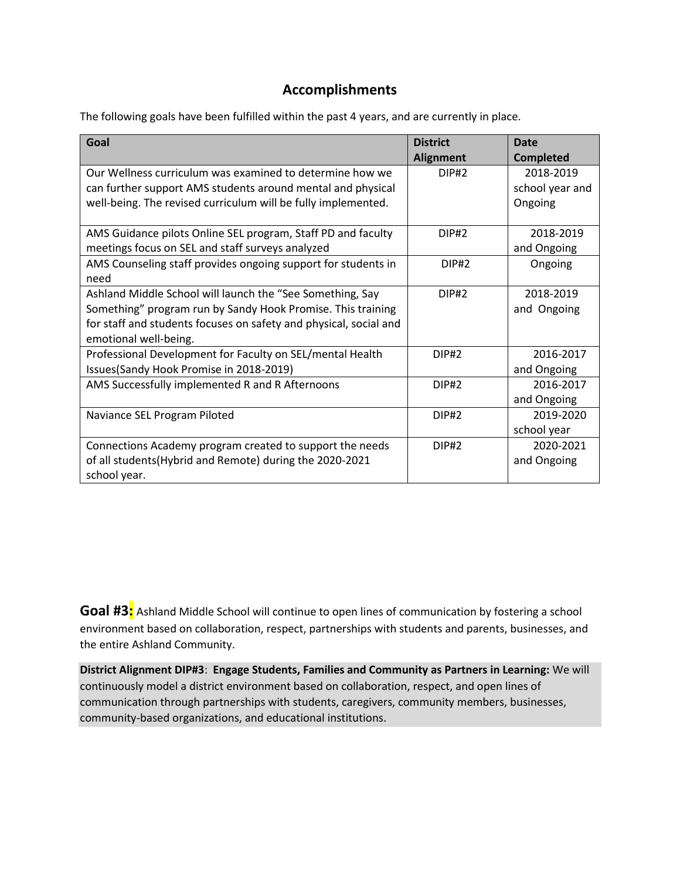## Accomplishments

The following goals have been fulfilled within the past 4 years, and are currently in place.

| Goal | District Alignment | Date Completed |
| --- | --- | --- |
| Our Wellness curriculum was examined to determine how we can further support AMS students around mental and physical well-being. The revised curriculum will be fully implemented. | DIP#2 | 2018-2019 school year and Ongoing |
| AMS Guidance pilots Online SEL program, Staff PD and faculty meetings focus on SEL and staff surveys analyzed | DIP#2 | 2018-2019 and Ongoing |
| AMS Counseling staff provides ongoing support for students in need | DIP#2 | Ongoing |
| Ashland Middle School will launch the "See Something, Say Something" program run by Sandy Hook Promise. This training for staff and students focuses on safety and physical, social and emotional well-being. | DIP#2 | 2018-2019 and Ongoing |
| Professional Development for Faculty on SEL/mental Health Issues(Sandy Hook Promise in 2018-2019) | DIP#2 | 2016-2017 and Ongoing |
| AMS Successfully implemented R and R Afternoons | DIP#2 | 2016-2017 and Ongoing |
| Naviance SEL Program Piloted | DIP#2 | 2019-2020 school year |
| Connections Academy program created to support the needs of all students(Hybrid and Remote) during the 2020-2021 school year. | DIP#2 | 2020-2021 and Ongoing |

**Goal #3:** Ashland Middle School will continue to open lines of communication by fostering a school environment based on collaboration, respect, partnerships with students and parents, businesses, and the entire Ashland Community.

**District Alignment DIP#3**: **Engage Students, Families and Community as Partners in Learning:** We will continuously model a district environment based on collaboration, respect, and open lines of communication through partnerships with students, caregivers, community members, businesses, community-based organizations, and educational institutions.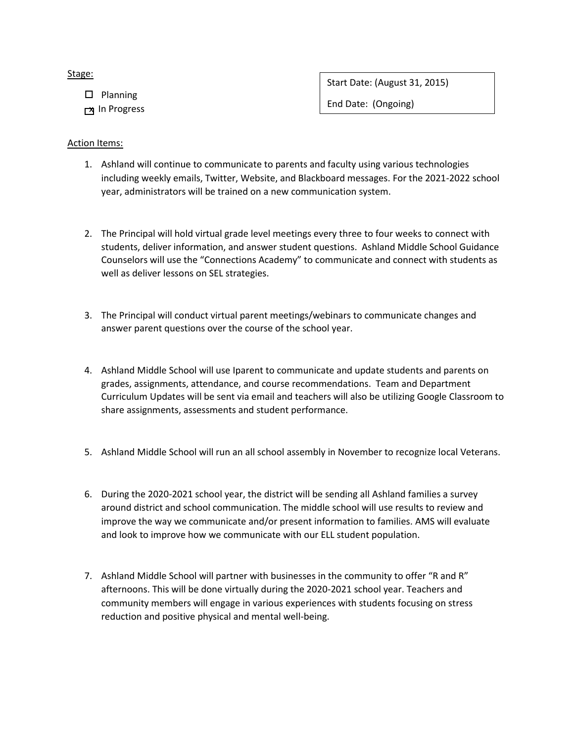Stage:

- [ ] Planning
- [x] In Progress

Start Date: (August 31, 2015)

End Date: (Ongoing)

Action Items:

1. Ashland will continue to communicate to parents and faculty using various technologies including weekly emails, Twitter, Website, and Blackboard messages. For the 2021-2022 school year, administrators will be trained on a new communication system.

2. The Principal will hold virtual grade level meetings every three to four weeks to connect with students, deliver information, and answer student questions. Ashland Middle School Guidance Counselors will use the "Connections Academy" to communicate and connect with students as well as deliver lessons on SEL strategies.

3. The Principal will conduct virtual parent meetings/webinars to communicate changes and answer parent questions over the course of the school year.

4. Ashland Middle School will use Iparent to communicate and update students and parents on grades, assignments, attendance, and course recommendations. Team and Department Curriculum Updates will be sent via email and teachers will also be utilizing Google Classroom to share assignments, assessments and student performance.

5. Ashland Middle School will run an all school assembly in November to recognize local Veterans.

6. During the 2020-2021 school year, the district will be sending all Ashland families a survey around district and school communication. The middle school will use results to review and improve the way we communicate and/or present information to families. AMS will evaluate and look to improve how we communicate with our ELL student population.

7. Ashland Middle School will partner with businesses in the community to offer "R and R" afternoons. This will be done virtually during the 2020-2021 school year. Teachers and community members will engage in various experiences with students focusing on stress reduction and positive physical and mental well-being.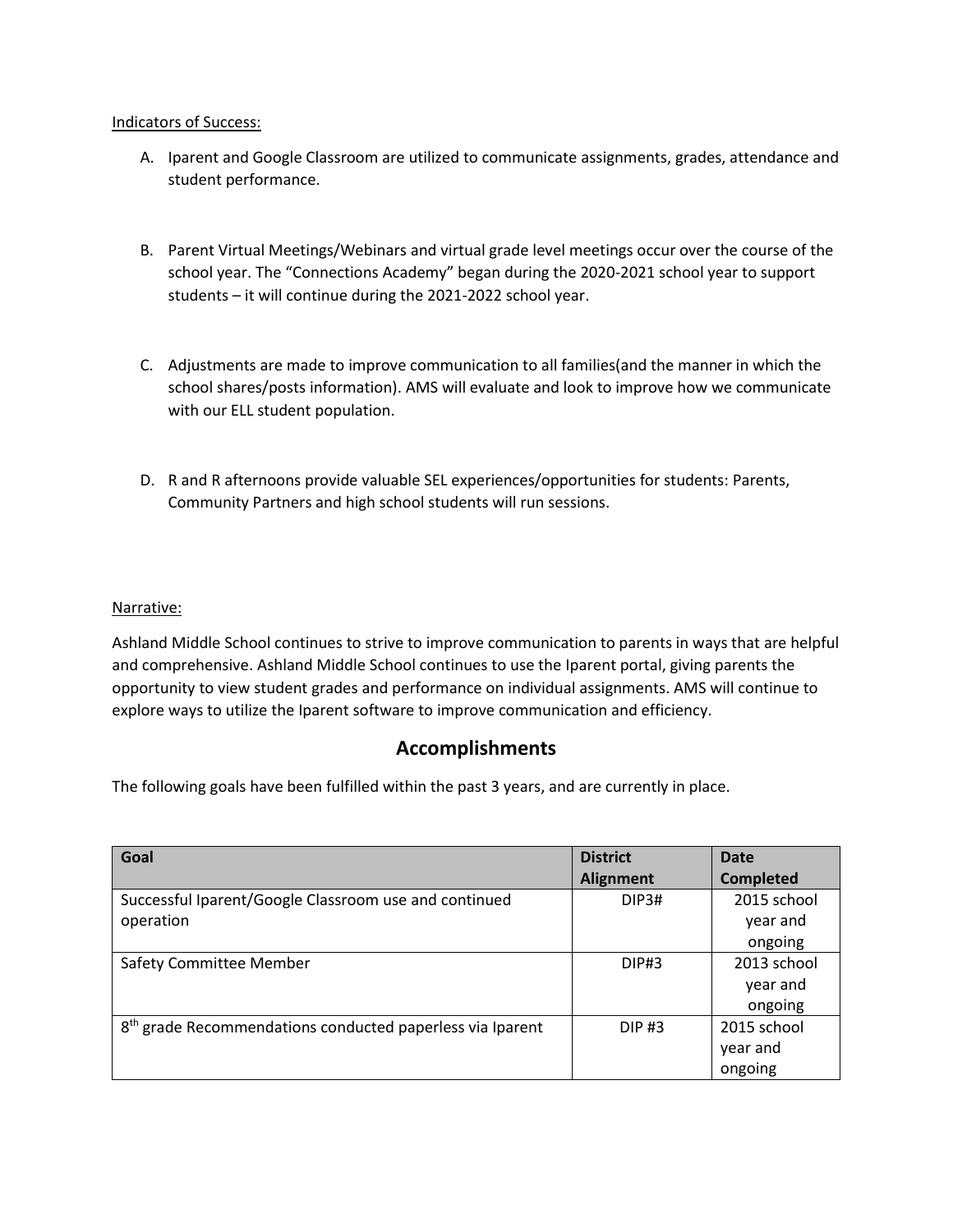Indicators of Success:

A. Iparent and Google Classroom are utilized to communicate assignments, grades, attendance and student performance.

B. Parent Virtual Meetings/Webinars and virtual grade level meetings occur over the course of the school year. The “Connections Academy” began during the 2020-2021 school year to support students – it will continue during the 2021-2022 school year.

C. Adjustments are made to improve communication to all families(and the manner in which the school shares/posts information). AMS will evaluate and look to improve how we communicate with our ELL student population.

D. R and R afternoons provide valuable SEL experiences/opportunities for students: Parents, Community Partners and high school students will run sessions.

Narrative:

Ashland Middle School continues to strive to improve communication to parents in ways that are helpful and comprehensive. Ashland Middle School continues to use the Iparent portal, giving parents the opportunity to view student grades and performance on individual assignments. AMS will continue to explore ways to utilize the Iparent software to improve communication and efficiency.

## Accomplishments

The following goals have been fulfilled within the past 3 years, and are currently in place.

| Goal | District Alignment | Date Completed |
|---|---|---|
| Successful Iparent/Google Classroom use and continued operation | DIP3# | 2015 school year and ongoing |
| Safety Committee Member | DIP#3 | 2013 school year and ongoing |
| 8th grade Recommendations conducted paperless via Iparent | DIP #3 | 2015 school year and ongoing |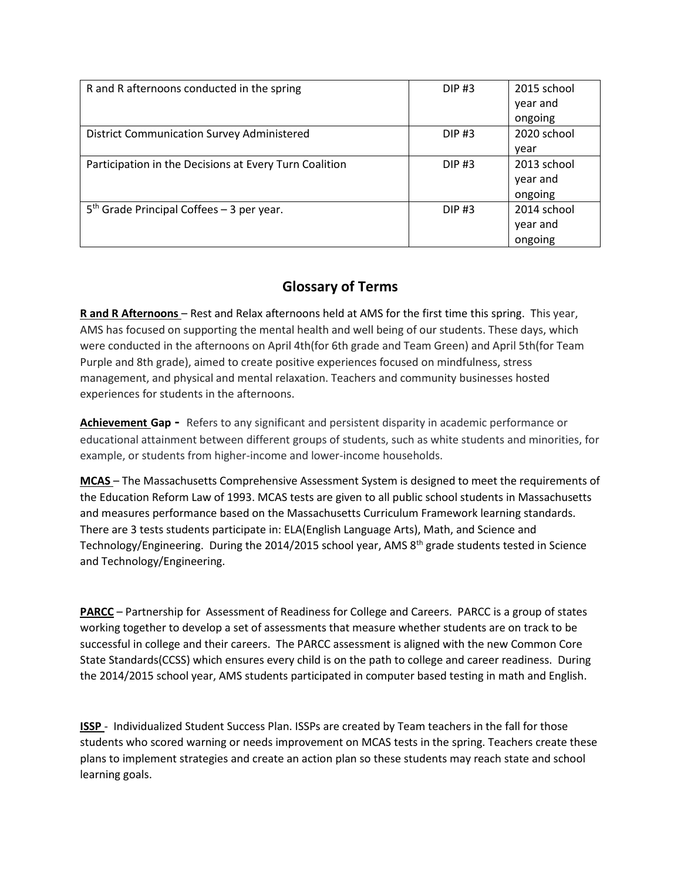| R and R afternoons conducted in the spring | DIP #3 | 2015 school year and ongoing |
| --- | --- | --- |
| District Communication Survey Administered | DIP #3 | 2020 school year |
| Participation in the Decisions at Every Turn Coalition | DIP #3 | 2013 school year and ongoing |
| 5th Grade Principal Coffees – 3 per year. | DIP #3 | 2014 school year and ongoing |

## Glossary of Terms

**R and R Afternoons** – Rest and Relax afternoons held at AMS for the first time this spring. This year, AMS has focused on supporting the mental health and well being of our students. These days, which were conducted in the afternoons on April 4th(for 6th grade and Team Green) and April 5th(for Team Purple and 8th grade), aimed to create positive experiences focused on mindfulness, stress management, and physical and mental relaxation. Teachers and community businesses hosted experiences for students in the afternoons.

**Achievement Gap** - Refers to any significant and persistent disparity in academic performance or educational attainment between different groups of students, such as white students and minorities, for example, or students from higher-income and lower-income households.

**MCAS** – The Massachusetts Comprehensive Assessment System is designed to meet the requirements of the Education Reform Law of 1993. MCAS tests are given to all public school students in Massachusetts and measures performance based on the Massachusetts Curriculum Framework learning standards. There are 3 tests students participate in: ELA(English Language Arts), Math, and Science and Technology/Engineering. During the 2014/2015 school year, AMS 8th grade students tested in Science and Technology/Engineering.

**PARCC** – Partnership for Assessment of Readiness for College and Careers. PARCC is a group of states working together to develop a set of assessments that measure whether students are on track to be successful in college and their careers. The PARCC assessment is aligned with the new Common Core State Standards(CCSS) which ensures every child is on the path to college and career readiness. During the 2014/2015 school year, AMS students participated in computer based testing in math and English.

**ISSP** - Individualized Student Success Plan. ISSPs are created by Team teachers in the fall for those students who scored warning or needs improvement on MCAS tests in the spring. Teachers create these plans to implement strategies and create an action plan so these students may reach state and school learning goals.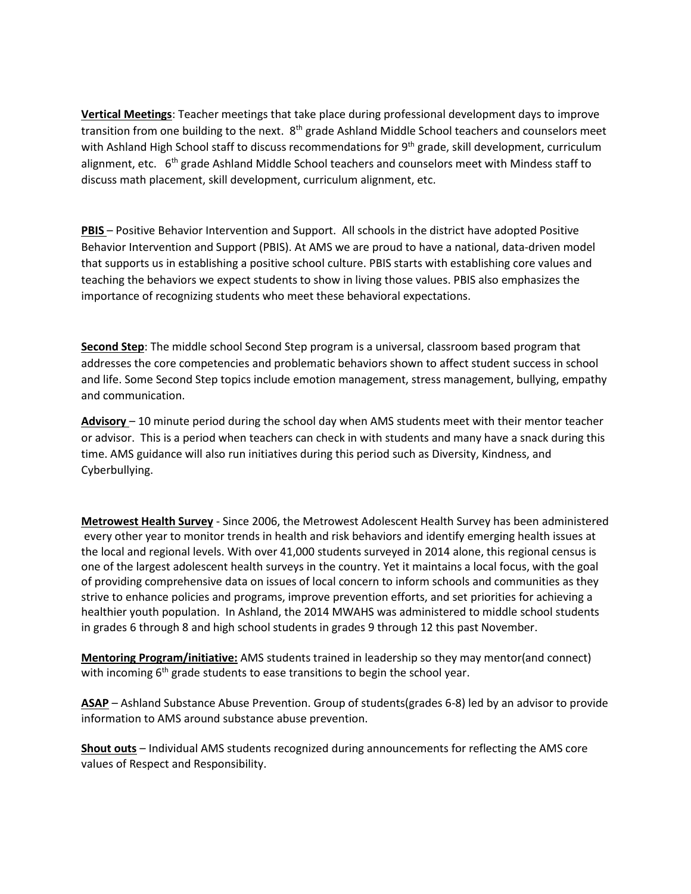**Vertical Meetings**: Teacher meetings that take place during professional development days to improve transition from one building to the next. 8th grade Ashland Middle School teachers and counselors meet with Ashland High School staff to discuss recommendations for 9th grade, skill development, curriculum alignment, etc. 6th grade Ashland Middle School teachers and counselors meet with Mindess staff to discuss math placement, skill development, curriculum alignment, etc.

**PBIS** – Positive Behavior Intervention and Support. All schools in the district have adopted Positive Behavior Intervention and Support (PBIS). At AMS we are proud to have a national, data-driven model that supports us in establishing a positive school culture. PBIS starts with establishing core values and teaching the behaviors we expect students to show in living those values. PBIS also emphasizes the importance of recognizing students who meet these behavioral expectations.

**Second Step**: The middle school Second Step program is a universal, classroom based program that addresses the core competencies and problematic behaviors shown to affect student success in school and life. Some Second Step topics include emotion management, stress management, bullying, empathy and communication.

**Advisory** – 10 minute period during the school day when AMS students meet with their mentor teacher or advisor. This is a period when teachers can check in with students and many have a snack during this time. AMS guidance will also run initiatives during this period such as Diversity, Kindness, and Cyberbullying.

**Metrowest Health Survey** - Since 2006, the Metrowest Adolescent Health Survey has been administered every other year to monitor trends in health and risk behaviors and identify emerging health issues at the local and regional levels. With over 41,000 students surveyed in 2014 alone, this regional census is one of the largest adolescent health surveys in the country. Yet it maintains a local focus, with the goal of providing comprehensive data on issues of local concern to inform schools and communities as they strive to enhance policies and programs, improve prevention efforts, and set priorities for achieving a healthier youth population. In Ashland, the 2014 MWAHS was administered to middle school students in grades 6 through 8 and high school students in grades 9 through 12 this past November.

**Mentoring Program/initiative:** AMS students trained in leadership so they may mentor(and connect) with incoming 6th grade students to ease transitions to begin the school year.

**ASAP** – Ashland Substance Abuse Prevention. Group of students(grades 6-8) led by an advisor to provide information to AMS around substance abuse prevention.

**Shout outs** – Individual AMS students recognized during announcements for reflecting the AMS core values of Respect and Responsibility.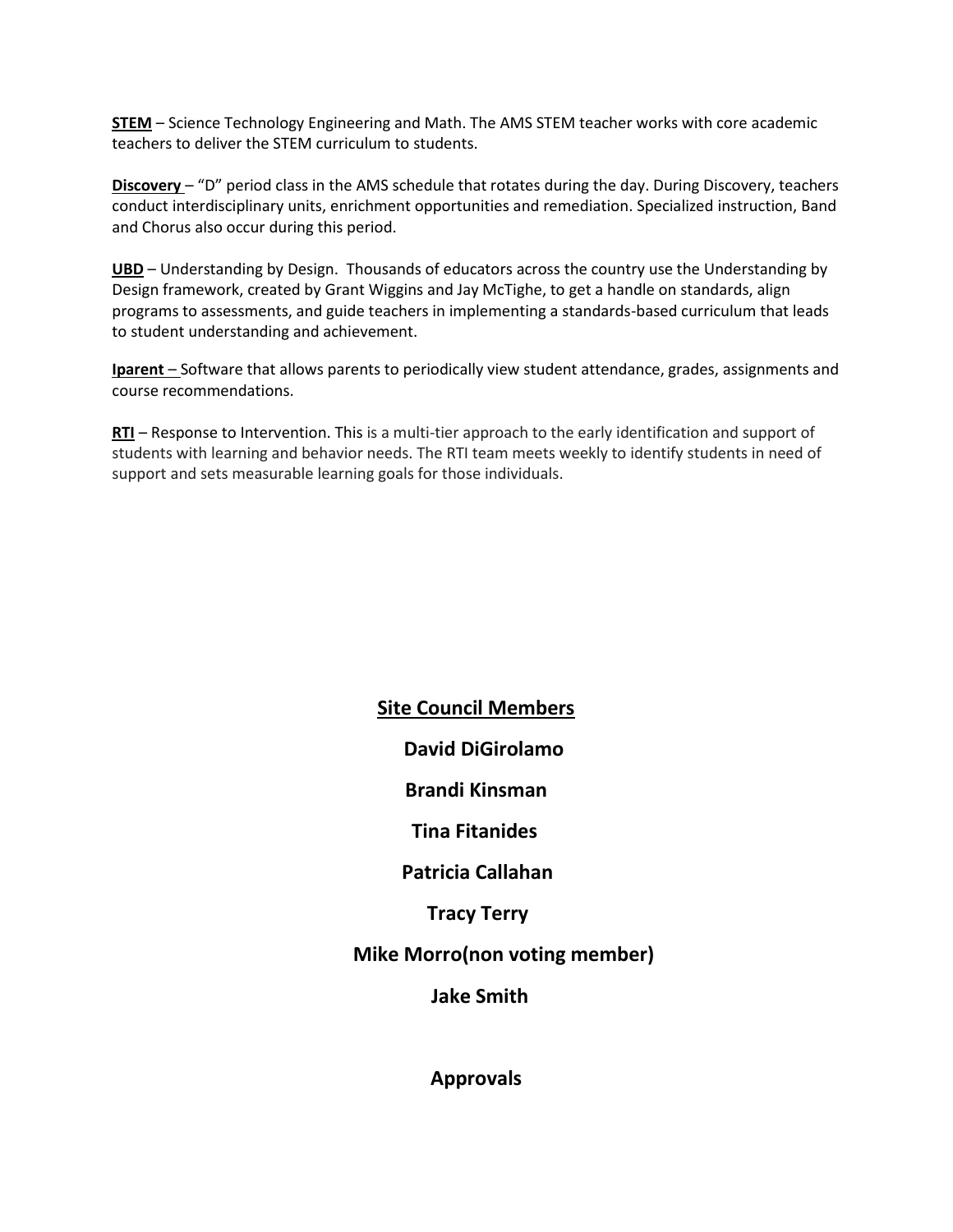**<u>STEM</u>** – Science Technology Engineering and Math. The AMS STEM teacher works with core academic teachers to deliver the STEM curriculum to students.

**<u>Discovery</u>** – "D" period class in the AMS schedule that rotates during the day. During Discovery, teachers conduct interdisciplinary units, enrichment opportunities and remediation. Specialized instruction, Band and Chorus also occur during this period.

**<u>UBD</u>** – Understanding by Design. Thousands of educators across the country use the Understanding by Design framework, created by Grant Wiggins and Jay McTighe, to get a handle on standards, align programs to assessments, and guide teachers in implementing a standards-based curriculum that leads to student understanding and achievement.

**<u>Iparent</u>** – Software that allows parents to periodically view student attendance, grades, assignments and course recommendations.

**<u>RTI</u>** – Response to Intervention. This is a multi-tier approach to the early identification and support of students with learning and behavior needs. The RTI team meets weekly to identify students in need of support and sets measurable learning goals for those individuals.

## <u>Site Council Members</u>

**David DiGirolamo**

**Brandi Kinsman**

**Tina Fitanides**

**Patricia Callahan**

**Tracy Terry**

**Mike Morro(non voting member)**

**Jake Smith**

## Approvals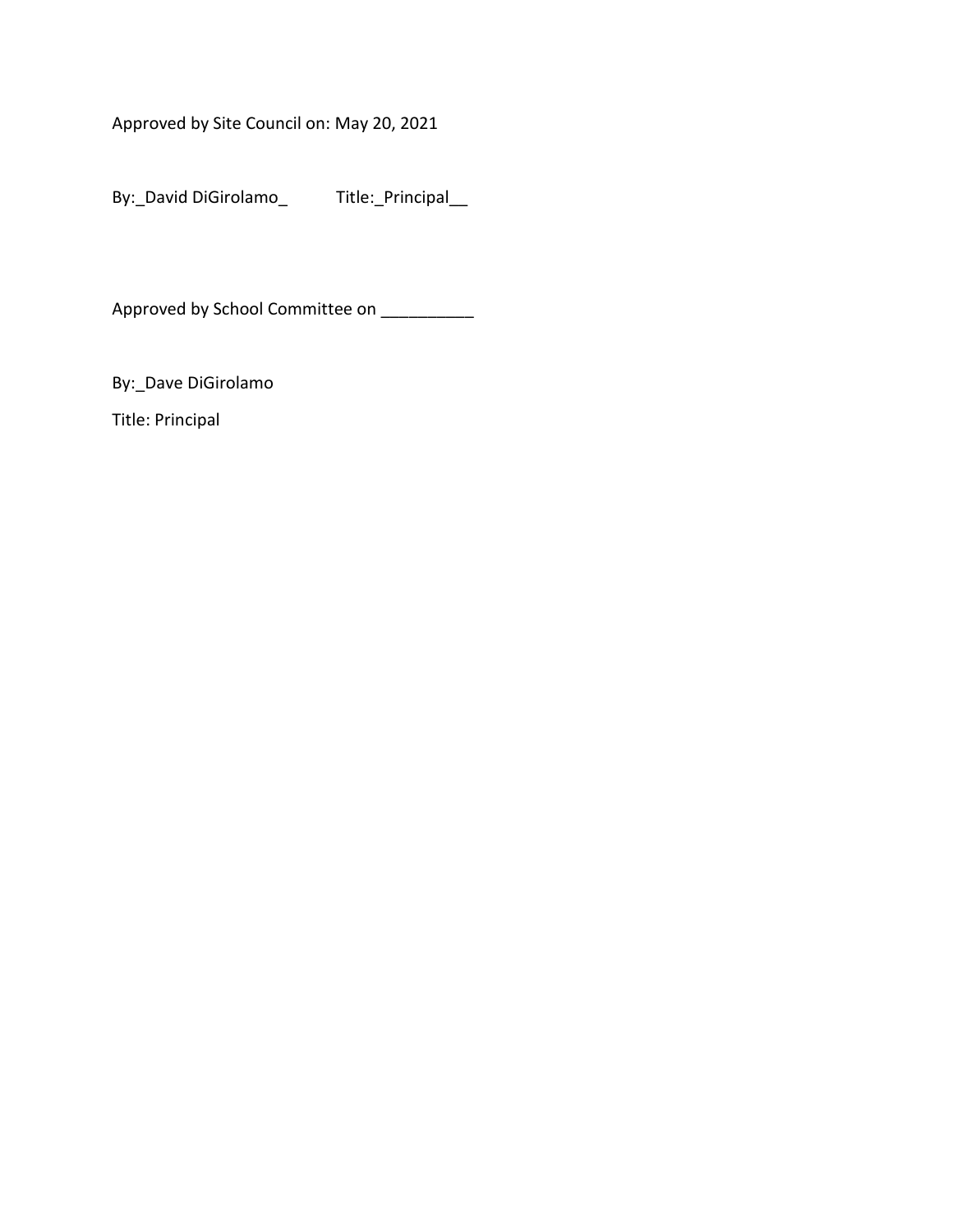Approved by Site Council on: May 20, 2021

By:_David DiGirolamo_ Title:_Principal__

Approved by School Committee on __________

By:_Dave DiGirolamo

Title: Principal